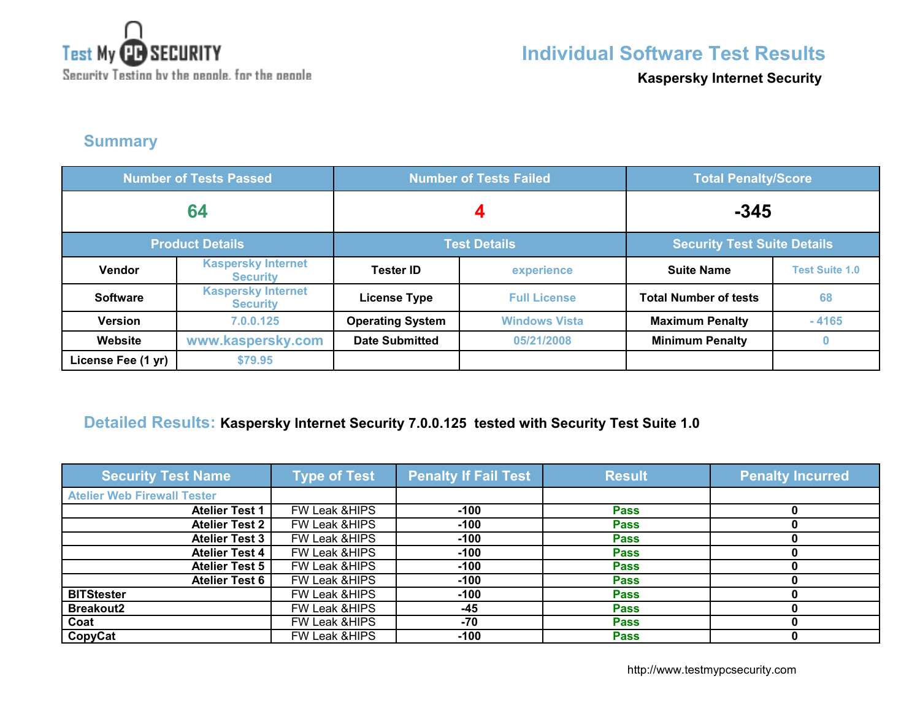Test My PC SECURITY
Security Testing by the people, for the people

# Individual Software Test Results

**Kaspersky Internet Security**

## Summary

| Number of Tests Passed | | Number of Tests Failed | | Total Penalty/Score | |
|---|---|---|---|---|---|
| 64 | | 4 | | -345 | |
| **Product Details** | | **Test Details** | | **Security Test Suite Details** | |
| Vendor | Kaspersky Internet Security | Tester ID | experience | Suite Name | Test Suite 1.0 |
| Software | Kaspersky Internet Security | License Type | Full License | Total Number of tests | 68 |
| Version | 7.0.0.125 | Operating System | Windows Vista | Maximum Penalty | - 4165 |
| Website | www.kaspersky.com | Date Submitted | 05/21/2008 | Minimum Penalty | 0 |
| License Fee (1 yr) | $79.95 | | | | |

## Detailed Results: Kaspersky Internet Security 7.0.0.125 tested with Security Test Suite 1.0

| Security Test Name | Type of Test | Penalty If Fail Test | Result | Penalty Incurred |
|---|---|---|---|---|
| Atelier Web Firewall Tester | | | | |
| Atelier Test 1 | FW Leak &HIPS | -100 | Pass | 0 |
| Atelier Test 2 | FW Leak &HIPS | -100 | Pass | 0 |
| Atelier Test 3 | FW Leak &HIPS | -100 | Pass | 0 |
| Atelier Test 4 | FW Leak &HIPS | -100 | Pass | 0 |
| Atelier Test 5 | FW Leak &HIPS | -100 | Pass | 0 |
| Atelier Test 6 | FW Leak &HIPS | -100 | Pass | 0 |
| BITStester | FW Leak &HIPS | -100 | Pass | 0 |
| Breakout2 | FW Leak &HIPS | -45 | Pass | 0 |
| Coat | FW Leak &HIPS | -70 | Pass | 0 |
| CopyCat | FW Leak &HIPS | -100 | Pass | 0 |

http://www.testmypcsecurity.com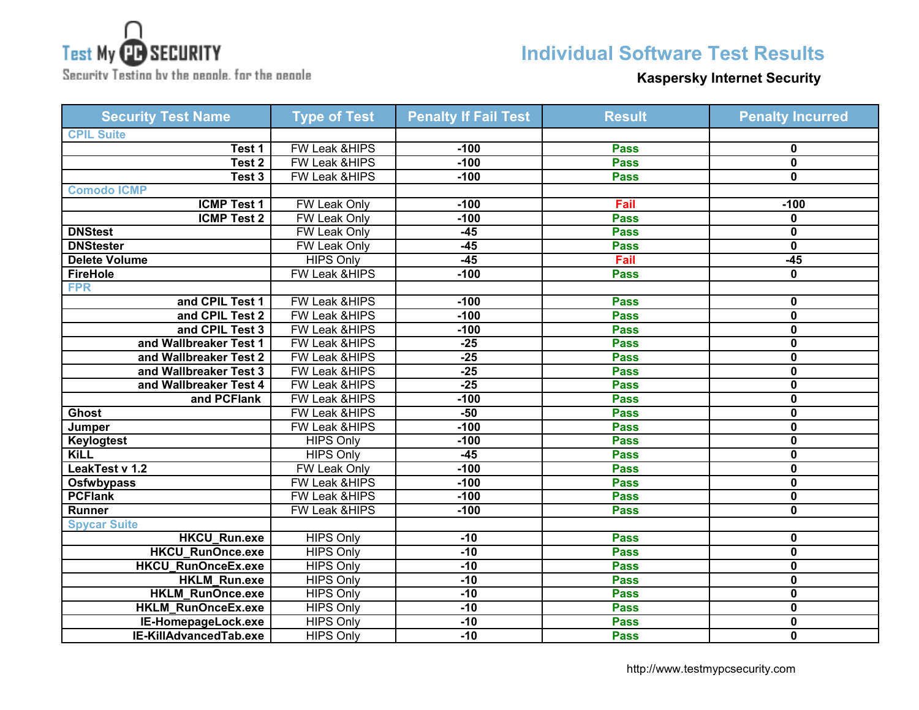Test My PC SECURITY
Security Testing by the people, for the people

# Individual Software Test Results

**Kaspersky Internet Security**

| Security Test Name | Type of Test | Penalty If Fail Test | Result | Penalty Incurred |
|---|---|---|---|---|
| CPIL Suite | | | | |
| Test 1 | FW Leak &HIPS | -100 | Pass | 0 |
| Test 2 | FW Leak &HIPS | -100 | Pass | 0 |
| Test 3 | FW Leak &HIPS | -100 | Pass | 0 |
| Comodo ICMP | | | | |
| ICMP Test 1 | FW Leak Only | -100 | Fail | -100 |
| ICMP Test 2 | FW Leak Only | -100 | Pass | 0 |
| DNStest | FW Leak Only | -45 | Pass | 0 |
| DNStester | FW Leak Only | -45 | Pass | 0 |
| Delete Volume | HIPS Only | -45 | Fail | -45 |
| FireHole | FW Leak &HIPS | -100 | Pass | 0 |
| FPR | | | | |
| and CPIL Test 1 | FW Leak &HIPS | -100 | Pass | 0 |
| and CPIL Test 2 | FW Leak &HIPS | -100 | Pass | 0 |
| and CPIL Test 3 | FW Leak &HIPS | -100 | Pass | 0 |
| and Wallbreaker Test 1 | FW Leak &HIPS | -25 | Pass | 0 |
| and Wallbreaker Test 2 | FW Leak &HIPS | -25 | Pass | 0 |
| and Wallbreaker Test 3 | FW Leak &HIPS | -25 | Pass | 0 |
| and Wallbreaker Test 4 | FW Leak &HIPS | -25 | Pass | 0 |
| and PCFlank | FW Leak &HIPS | -100 | Pass | 0 |
| Ghost | FW Leak &HIPS | -50 | Pass | 0 |
| Jumper | FW Leak &HIPS | -100 | Pass | 0 |
| Keylogtest | HIPS Only | -100 | Pass | 0 |
| KiLL | HIPS Only | -45 | Pass | 0 |
| LeakTest v 1.2 | FW Leak Only | -100 | Pass | 0 |
| Osfwbypass | FW Leak &HIPS | -100 | Pass | 0 |
| PCFlank | FW Leak &HIPS | -100 | Pass | 0 |
| Runner | FW Leak &HIPS | -100 | Pass | 0 |
| Spycar Suite | | | | |
| HKCU_Run.exe | HIPS Only | -10 | Pass | 0 |
| HKCU_RunOnce.exe | HIPS Only | -10 | Pass | 0 |
| HKCU_RunOnceEx.exe | HIPS Only | -10 | Pass | 0 |
| HKLM_Run.exe | HIPS Only | -10 | Pass | 0 |
| HKLM_RunOnce.exe | HIPS Only | -10 | Pass | 0 |
| HKLM_RunOnceEx.exe | HIPS Only | -10 | Pass | 0 |
| IE-HomepageLock.exe | HIPS Only | -10 | Pass | 0 |
| IE-KillAdvancedTab.exe | HIPS Only | -10 | Pass | 0 |

http://www.testmypcsecurity.com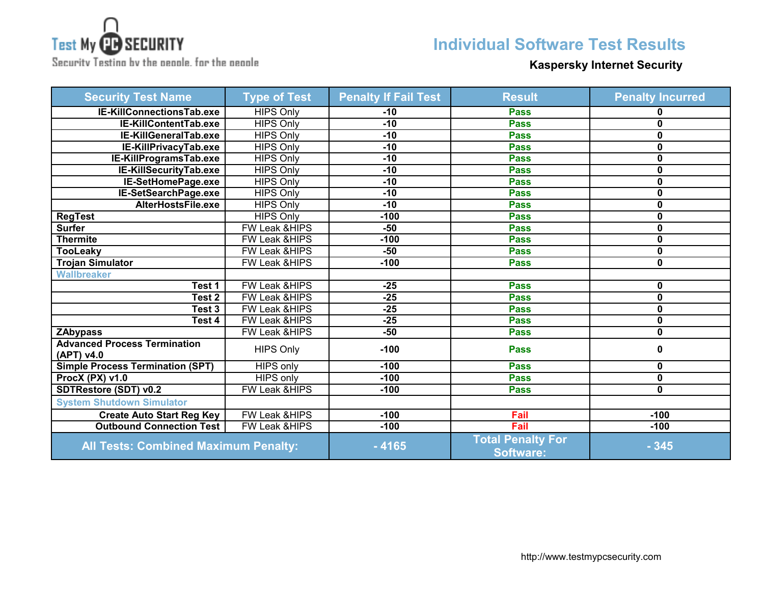Test My PC SECURITY

Security Testing by the people, for the people

# Individual Software Test Results

**Kaspersky Internet Security**

| Security Test Name | Type of Test | Penalty If Fail Test | Result | Penalty Incurred |
|---|---|---|---|---|
| IE-KillConnectionsTab.exe | HIPS Only | -10 | Pass | 0 |
| IE-KillContentTab.exe | HIPS Only | -10 | Pass | 0 |
| IE-KillGeneralTab.exe | HIPS Only | -10 | Pass | 0 |
| IE-KillPrivacyTab.exe | HIPS Only | -10 | Pass | 0 |
| IE-KillProgramsTab.exe | HIPS Only | -10 | Pass | 0 |
| IE-KillSecurityTab.exe | HIPS Only | -10 | Pass | 0 |
| IE-SetHomePage.exe | HIPS Only | -10 | Pass | 0 |
| IE-SetSearchPage.exe | HIPS Only | -10 | Pass | 0 |
| AlterHostsFile.exe | HIPS Only | -10 | Pass | 0 |
| RegTest | HIPS Only | -100 | Pass | 0 |
| Surfer | FW Leak &HIPS | -50 | Pass | 0 |
| Thermite | FW Leak &HIPS | -100 | Pass | 0 |
| TooLeaky | FW Leak &HIPS | -50 | Pass | 0 |
| Trojan Simulator | FW Leak &HIPS | -100 | Pass | 0 |
| Wallbreaker | | | | |
| Test 1 | FW Leak &HIPS | -25 | Pass | 0 |
| Test 2 | FW Leak &HIPS | -25 | Pass | 0 |
| Test 3 | FW Leak &HIPS | -25 | Pass | 0 |
| Test 4 | FW Leak &HIPS | -25 | Pass | 0 |
| ZAbypass | FW Leak &HIPS | -50 | Pass | 0 |
| Advanced Process Termination (APT) v4.0 | HIPS Only | -100 | Pass | 0 |
| Simple Process Termination (SPT) | HIPS only | -100 | Pass | 0 |
| ProcX (PX) v1.0 | HIPS only | -100 | Pass | 0 |
| SDTRestore (SDT) v0.2 | FW Leak &HIPS | -100 | Pass | 0 |
| System Shutdown Simulator | | | | |
| Create Auto Start Reg Key | FW Leak &HIPS | -100 | Fail | -100 |
| Outbound Connection Test | FW Leak &HIPS | -100 | Fail | -100 |
| All Tests: Combined Maximum Penalty: | | - 4165 | Total Penalty For Software: | - 345 |

http://www.testmypcsecurity.com